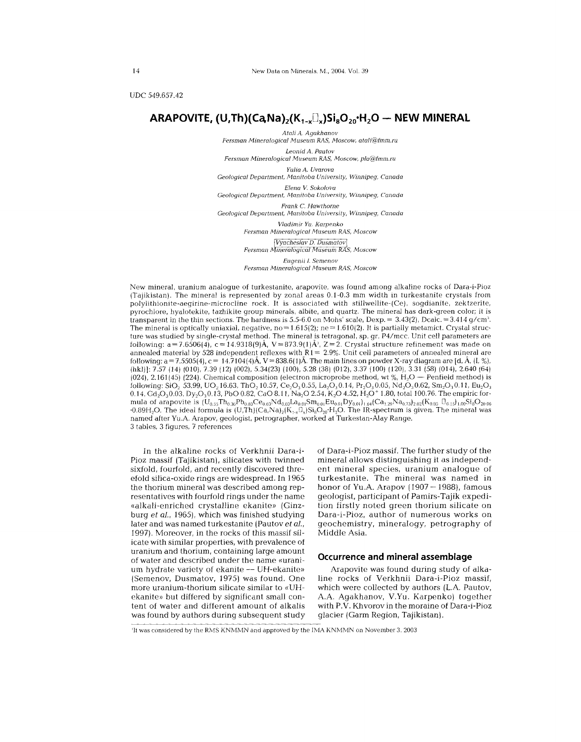UDC 549.657.42

# ARAPOVITE, $(U,Th)(Ca,Na)_2(K_{1-x}\square_x)Si_8O_{20}\cdot H_2O$ — NEW MINERAL

*Atali A. Agakhanov*
*Fersman Mineralogical Museum RAS, Moscow, atali@fmm.ru*

*Leonid A. Pautov*
*Fersman Mineralogical Museum RAS, Moscow, pla@fmm.ru*

*Yulia A. Uvarova*
*Geological Department, Manitoba University, Winnipeg, Canada*

*Elena V. Sokolova*
*Geological Department, Manitoba University, Winnipeg, Canada*

*Frank C. Hawthorne*
*Geological Department, Manitoba University, Winnipeg, Canada*

*Vladimir Yu. Karpenko*
*Fersman Mineralogical Museum RAS, Moscow*

*Vyacheslav D. Dusmatov*
*Fersman Mineralogical Museum RAS, Moscow*

*Eugenii I. Semenov*
*Fersman Mineralogical Museum RAS, Moscow*

New mineral, uranium analogue of turkestanite, arapovite, was found among alkaline rocks of Dara-i-Pioz (Tajikistan). The mineral is represented by zonal areas 0.1-0.3 mm width in turkestanite crystals from polylithionite-aegirine-microcline rock. It is associated with stillwellite-(Ce), sogdianite, zektzerite, pyrochlore, hyalotekite, tazhikite group minerals, albite, and quartz. The mineral has dark-green color; it is transparent in the thin sections. The hardness is 5.5-6.0 on Mohs' scale, Dexp. = 3.43(2), Dcalc. = 3.414 g/cm$^3$. The mineral is optically uniaxial, negative, no = 1.615(2); ne = 1.610(2). It is partially metamict. Crystal structure was studied by single-crystal method. The mineral is tetragonal, sp. gr. P4/mcc. Unit cell parameters are following: a = 7.6506(4), c = 14.9318(9)Å, V = 873.9(1)Å$^3$, Z = 2. Crystal structure refinement was made on annealed material by 528 independent reflexes with R1 = 2.9%. Unit cell parameters of annealed mineral are following: a = 7.5505(4), c = 14.7104(4)Å, V = 838.6(1)Å. The main lines on powder X-ray diagram are [d, Å, (I, %), (hkl)]: 7.57 (14) (010), 7.39 (12) (002), 5.34(23) (100), 5.28 (38) (012), 3.37 (100) (120), 3.31 (58) (014), 2.640 (64) (024), 2.161(45) (224). Chemical composition (electron microprobe method, wt %, $H_2O$ — Penfield method) is following: $SiO_2$ 53.99, $UO_2$ 16.63, $ThO_2$ 10.57, $Ce_2O_3$ 0.55, $La_2O_3$ 0.14, $Pr_2O_3$ 0.05, $Nd_2O_3$ 0.62, $Sm_2O_3$ 0.11, $Eu_2O_3$ 0.14, $Gd_2O_3$ 0.03, $Dy_2O_3$ 0.13, PbO 0.82, CaO 8.11, $Na_2O$ 2.54, $K_2O$ 4.52, $H_2O^+$ 1.80, total 100.76. The empiric formula of arapovite is $(U_{0.55}Th_{0.36}Pb_{0.03}Ce_{0.03}Nd_{0.03}La_{0.01}Sm_{0.01}Eu_{0.01}Dy_{0.01})_{1.04}(Ca_{1.29}Na_{0.73})_{2.02}(K_{0.85}\square_{0.15})_{1.00}Si_8O_{20.06}\cdot 0.89H_2O$. The ideal formula is $(U,Th)(Ca,Na)_2(K_{1-x}\square_x)Si_8O_{20}\cdot H_2O$. The IR-spectrum is given. The mineral was named after Yu.A. Arapov, geologist, petrographer, worked at Turkestan-Alay Range.
3 tables, 3 figures, 7 references

In the alkaline rocks of Verkhnii Dara-i-Pioz massif (Tajikistan), silicates with twinned sixfold, fourfold, and recently discovered threefold silica-oxide rings are widespread. In 1965 the thorium mineral was described among representatives with fourfold rings under the name «alkali-enriched crystalline ekanite» (Ginzburg *et al.*, 1965), which was finished studying later and was named turkestanite (Pautov *et al.*, 1997). Moreover, in the rocks of this massif silicate with similar properties, with prevalence of uranium and thorium, containing large amount of water and described under the name «uranium hydrate variety of ekanite — UH-ekanite» (Semenov, Dusmatov, 1975) was found. One more uranium-thorium silicate similar to «UH-ekanite» but differed by significant small content of water and different amount of alkalis was found by authors during subsequent study of Dara-i-Pioz massif. The further study of the mineral allows distinguishing it as independent mineral species, uranium analogue of turkestanite. The mineral was named in honor of Yu.A. Arapov (1907 – 1988), famous geologist, participant of Pamirs-Tajik expedition firstly noted green thorium silicate on Dara-i-Pioz, author of numerous works on geochemistry, mineralogy, petrography of Middle Asia.

## Occurrence and mineral assemblage

Arapovite was found during study of alkaline rocks of Verkhnii Dara-i-Pioz massif, which were collected by authors (L.A. Pautov, A.A. Agakhanov, V.Yu. Karpenko) together with P.V. Khvorov in the moraine of Dara-i-Pioz glacier (Garm Region, Tajikistan).

[1]It was considered by the RMS KNMMN and approved by the IMA KNMMN on November 3, 2003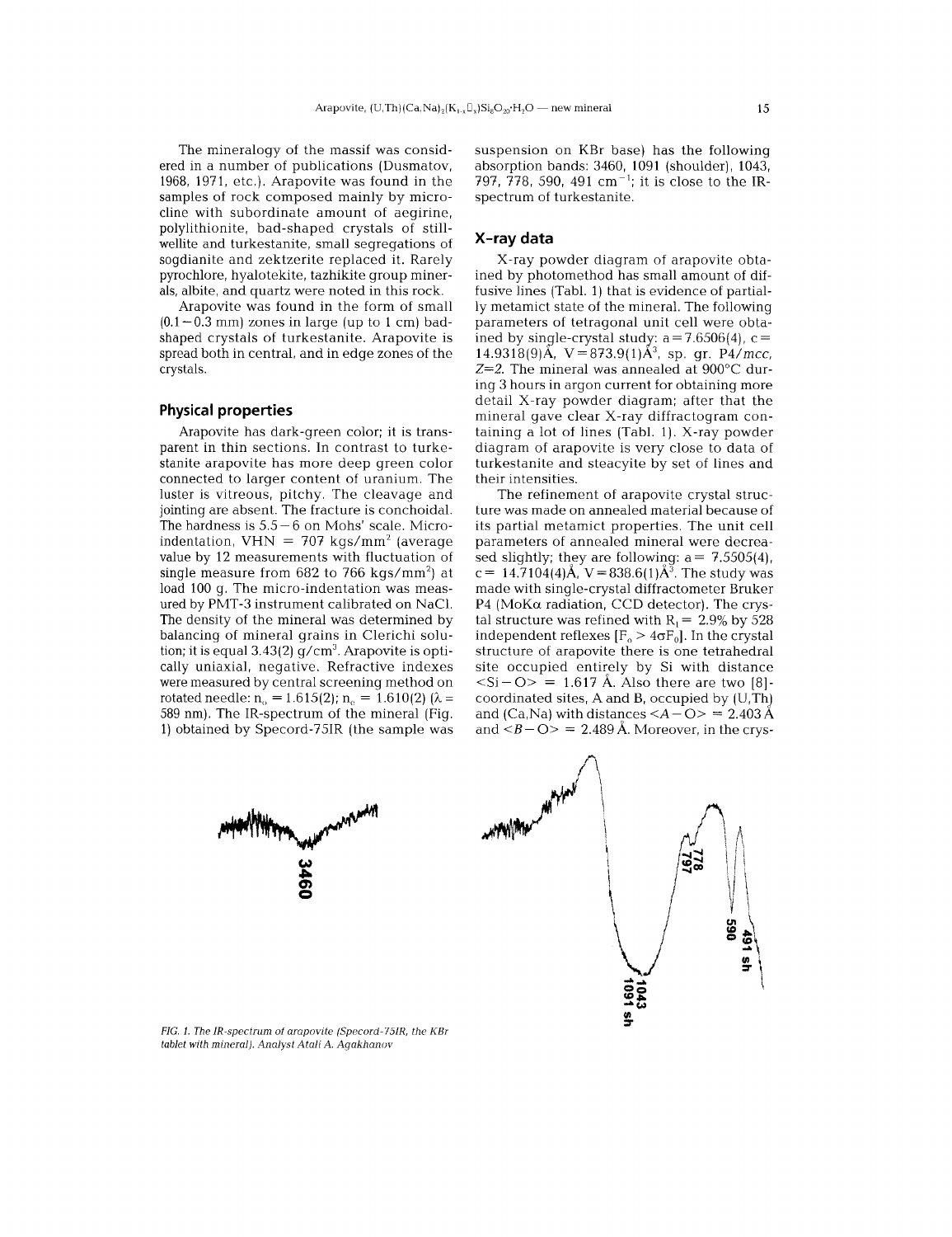The mineralogy of the massif was considered in a number of publications (Dusmatov, 1968, 1971, etc.). Arapovite was found in the samples of rock composed mainly by microcline with subordinate amount of aegirine, polylithionite, bad-shaped crystals of stillwellite and turkestanite, small segregations of sogdianite and zektzerite replaced it. Rarely pyrochlore, hyalotekite, tazhikite group minerals, albite, and quartz were noted in this rock.

Arapovite was found in the form of small (0.1 – 0.3 mm) zones in large (up to 1 cm) bad-shaped crystals of turkestanite. Arapovite is spread both in central, and in edge zones of the crystals.

## Physical properties

Arapovite has dark-green color; it is transparent in thin sections. In contrast to turkestanite arapovite has more deep green color connected to larger content of uranium. The luster is vitreous, pitchy. The cleavage and jointing are absent. The fracture is conchoidal. The hardness is 5.5 – 6 on Mohs' scale. Micro-indentation, VHN = 707 $kgs/mm^2$ (average value by 12 measurements with fluctuation of single measure from 682 to 766 $kgs/mm^2$) at load 100 g. The micro-indentation was measured by PMT-3 instrument calibrated on NaCl. The density of the mineral was determined by balancing of mineral grains in Clerichi solution; it is equal 3.43(2) $g/cm^3$. Arapovite is optically uniaxial, negative. Refractive indexes were measured by central screening method on rotated needle: $n_o$ = 1.615(2); $n_e$ = 1.610(2) ($\lambda$ = 589 nm). The IR-spectrum of the mineral (Fig. 1) obtained by Specord-75IR (the sample was suspension on KBr base) has the following absorption bands: 3460, 1091 (shoulder), 1043, 797, 778, 590, 491 $cm^{-1}$; it is close to the IR-spectrum of turkestanite.

## X-ray data

X-ray powder diagram of arapovite obtained by photomethod has small amount of diffusive lines (Tabl. 1) that is evidence of partially metamict state of the mineral. The following parameters of tetragonal unit cell were obtained by single-crystal study: a = 7.6506(4), c = 14.9318(9)Å, V = 873.9(1)$Å^3$, sp. gr. *P4/mcc*, *Z*=2. The mineral was annealed at 900°C during 3 hours in argon current for obtaining more detail X-ray powder diagram; after that the mineral gave clear X-ray diffractogram containing a lot of lines (Tabl. 1). X-ray powder diagram of arapovite is very close to data of turkestanite and steacyite by set of lines and their intensities.

The refinement of arapovite crystal structure was made on annealed material because of its partial metamict properties. The unit cell parameters of annealed mineral were decreased slightly; they are following: a = 7.5505(4), c = 14.7104(4)Å, V = 838.6(1)$Å^3$. The study was made with single-crystal diffractometer Bruker P4 (MoK$\alpha$ radiation, CCD detector). The crystal structure was refined with $R_1$ = 2.9% by 528 independent reflexes [$F_o > 4\sigma F_o$]. In the crystal structure of arapovite there is one tetrahedral site occupied entirely by Si with distance <Si – O> = 1.617 Å. Also there are two [8]-coordinated sites, A and B, occupied by (U,Th) and (Ca,Na) with distances <*A* – O> = 2.403 Å and <*B* – O> = 2.489 Å. Moreover, in the crys-

*FIG. 1. The IR-spectrum of arapovite (Specord-75IR, the KBr tablet with mineral). Analyst Atali A. Agakhanov*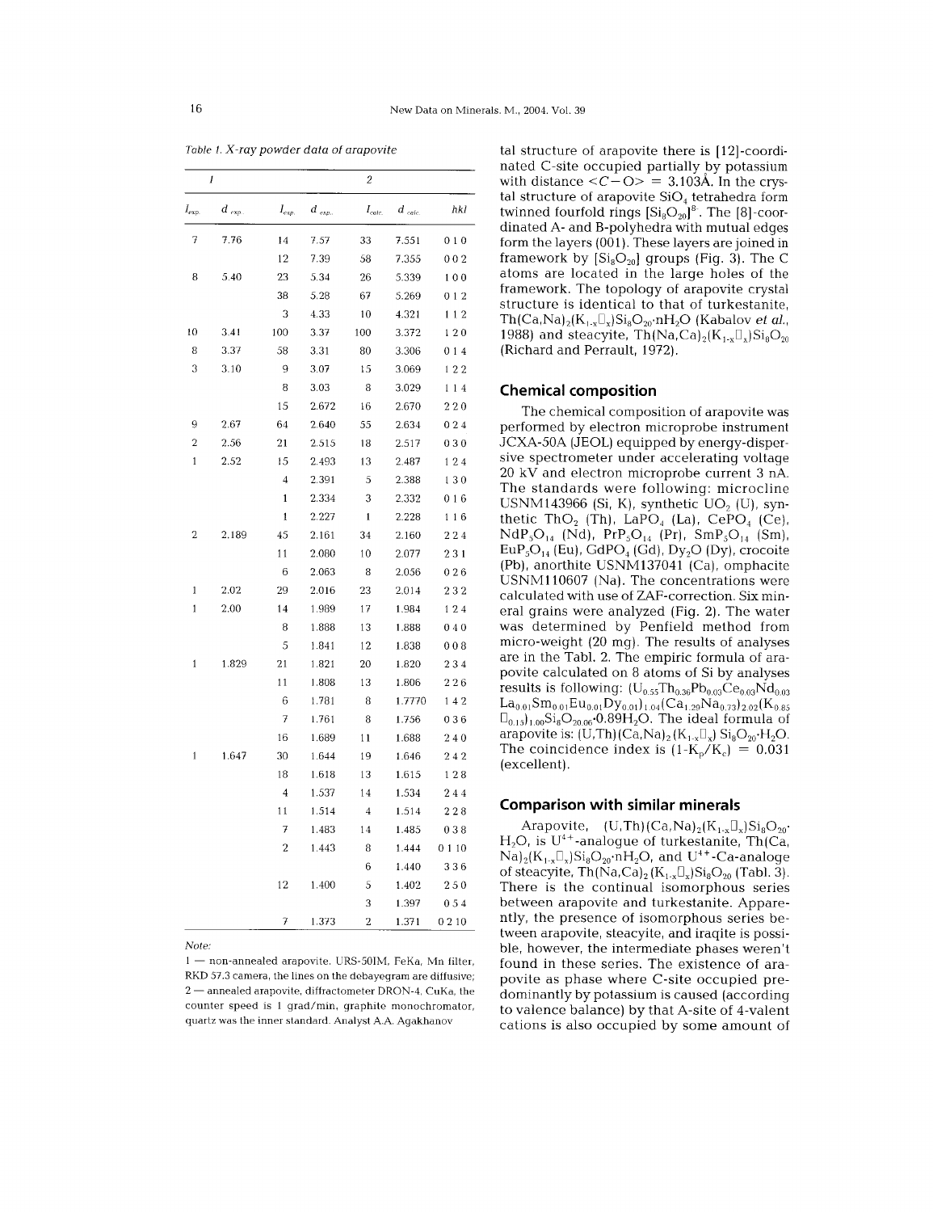*Table 1. X-ray powder data of arapovite*

| 1 | | 2 | | | | |
|---|---|---|---|---|---|---|
| $I_{exp.}$ | $d_{exp.}$ | $I_{exp.}$ | $d_{exp.}$ | $I_{calc.}$ | $d_{calc.}$ | *hkl* |
| 7 | 7.76 | 14 | 7.57 | 33 | 7.551 | 0 1 0 |
| | | 12 | 7.39 | 58 | 7.355 | 0 0 2 |
| 8 | 5.40 | 23 | 5.34 | 26 | 5.339 | 1 0 0 |
| | | 38 | 5.28 | 67 | 5.269 | 0 1 2 |
| | | 3 | 4.33 | 10 | 4.321 | 1 1 2 |
| 10 | 3.41 | 100 | 3.37 | 100 | 3.372 | 1 2 0 |
| 8 | 3.37 | 58 | 3.31 | 80 | 3.306 | 0 1 4 |
| 3 | 3.10 | 9 | 3.07 | 15 | 3.069 | 1 2 2 |
| | | 8 | 3.03 | 8 | 3.029 | 1 1 4 |
| | | 15 | 2.672 | 16 | 2.670 | 2 2 0 |
| 9 | 2.67 | 64 | 2.640 | 55 | 2.634 | 0 2 4 |
| 2 | 2.56 | 21 | 2.515 | 18 | 2.517 | 0 3 0 |
| 1 | 2.52 | 15 | 2.493 | 13 | 2.487 | 1 2 4 |
| | | 4 | 2.391 | 5 | 2.388 | 1 3 0 |
| | | 1 | 2.334 | 3 | 2.332 | 0 1 6 |
| | | 1 | 2.227 | 1 | 2.228 | 1 1 6 |
| 2 | 2.189 | 45 | 2.161 | 34 | 2.160 | 2 2 4 |
| | | 11 | 2.080 | 10 | 2.077 | 2 3 1 |
| | | 6 | 2.063 | 8 | 2.056 | 0 2 6 |
| 1 | 2.02 | 29 | 2.016 | 23 | 2.014 | 2 3 2 |
| 1 | 2.00 | 14 | 1.989 | 17 | 1.984 | 1 2 4 |
| | | 8 | 1.888 | 13 | 1.888 | 0 4 0 |
| | | 5 | 1.841 | 12 | 1.838 | 0 0 8 |
| 1 | 1.829 | 21 | 1.821 | 20 | 1.820 | 2 3 4 |
| | | 11 | 1.808 | 13 | 1.806 | 2 2 6 |
| | | 6 | 1.781 | 8 | 1.7770 | 1 4 2 |
| | | 7 | 1.761 | 8 | 1.756 | 0 3 6 |
| | | 16 | 1.689 | 11 | 1.688 | 2 4 0 |
| 1 | 1.647 | 30 | 1.644 | 19 | 1.646 | 2 4 2 |
| | | 18 | 1.618 | 13 | 1.615 | 1 2 8 |
| | | 4 | 1.537 | 14 | 1.534 | 2 4 4 |
| | | 11 | 1.514 | 4 | 1.514 | 2 2 8 |
| | | 7 | 1.483 | 14 | 1.485 | 0 3 8 |
| | | 2 | 1.443 | 8 | 1.444 | 0 1 10 |
| | | | | 6 | 1.440 | 3 3 6 |
| | | 12 | 1.400 | 5 | 1.402 | 2 5 0 |
| | | | | 3 | 1.397 | 0 5 4 |
| | | 7 | 1.373 | 2 | 1.371 | 0 2 10 |

*Note:*

1 — non-annealed arapovite, URS-50IM, FeKa, Mn filter, RKD 57.3 camera, the lines on the debayegram are diffusive;
2 — annealed arapovite, diffractometer DRON-4, CuKa, the counter speed is 1 grad/min, graphite monochromator, quartz was the inner standard. Analyst A.A. Agakhanov

tal structure of arapovite there is [12]-coordinated C-site occupied partially by potassium with distance $<C-O>$ = 3.103Å. In the crystal structure of arapovite $SiO_4$ tetrahedra form twinned fourfold rings $[Si_8O_{20}]^{8-}$. The [8]-coordinated A- and B-polyhedra with mutual edges form the layers (001). These layers are joined in framework by $[Si_8O_{20}]$ groups (Fig. 3). The C atoms are located in the large holes of the framework. The topology of arapovite crystal structure is identical to that of turkestanite, $Th(Ca,Na)_2(K_{1-x}\square_x)Si_8O_{20}\cdot nH_2O$ (Kabalov *et al.*, 1988) and steacyite, $Th(Na,Ca)_2(K_{1-x}\square_x)Si_8O_{20}$ (Richard and Perrault, 1972).

## Chemical composition

The chemical composition of arapovite was performed by electron microprobe instrument JCXA-50A (JEOL) equipped by energy-dispersive spectrometer under accelerating voltage 20 kV and electron microprobe current 3 nA. The standards were following: microcline USNM143966 (Si, K), synthetic $UO_2$ (U), synthetic $ThO_2$ (Th), $LaPO_4$ (La), $CePO_4$ (Ce), $NdP_5O_{14}$ (Nd), $PrP_5O_{14}$ (Pr), $SmP_5O_{14}$ (Sm), $EuP_5O_{14}$ (Eu), $GdPO_4$ (Gd), $Dy_2O$ (Dy), crocoite (Pb), anorthite USNM137041 (Ca), omphacite USNM110607 (Na). The concentrations were calculated with use of ZAF-correction. Six mineral grains were analyzed (Fig. 2). The water was determined by Penfield method from micro-weight (20 mg). The results of analyses are in the Tabl. 2. The empiric formula of arapovite calculated on 8 atoms of Si by analyses results is following: $(U_{0.55}Th_{0.36}Pb_{0.03}Ce_{0.03}Nd_{0.03}La_{0.01}Sm_{0.01}Eu_{0.01}Dy_{0.01})_{1.04}(Ca_{1.29}Na_{0.73})_{2.02}(K_{0.85}\square_{0.15})_{1.00}Si_8O_{20.06}\cdot 0.89H_2O$. The ideal formula of arapovite is: $(U,Th)(Ca,Na)_2(K_{1-x}\square_x)Si_8O_{20}\cdot H_2O$. The coincidence index is $(1-K_p/K_c)$ = 0.031 (excellent).

## Comparison with similar minerals

Arapovite, $(U,Th)(Ca,Na)_2(K_{1-x}\square_x)Si_8O_{20}\cdot H_2O$, is $U^{4+}$-analogue of turkestanite, $Th(Ca,Na)_2(K_{1-x}\square_x)Si_8O_{20}\cdot nH_2O$, and $U^{4+}$-Ca-analoge of steacyite, $Th(Na,Ca)_2(K_{1-x}\square_x)Si_8O_{20}$ (Tabl. 3). There is the continual isomorphous series between arapovite and turkestanite. Apparently, the presence of isomorphous series between arapovite, steacyite, and iraqite is possible, however, the intermediate phases weren't found in these series. The existence of arapovite as phase where C-site occupied predominantly by potassium is caused (according to valence balance) by that A-site of 4-valent cations is also occupied by some amount of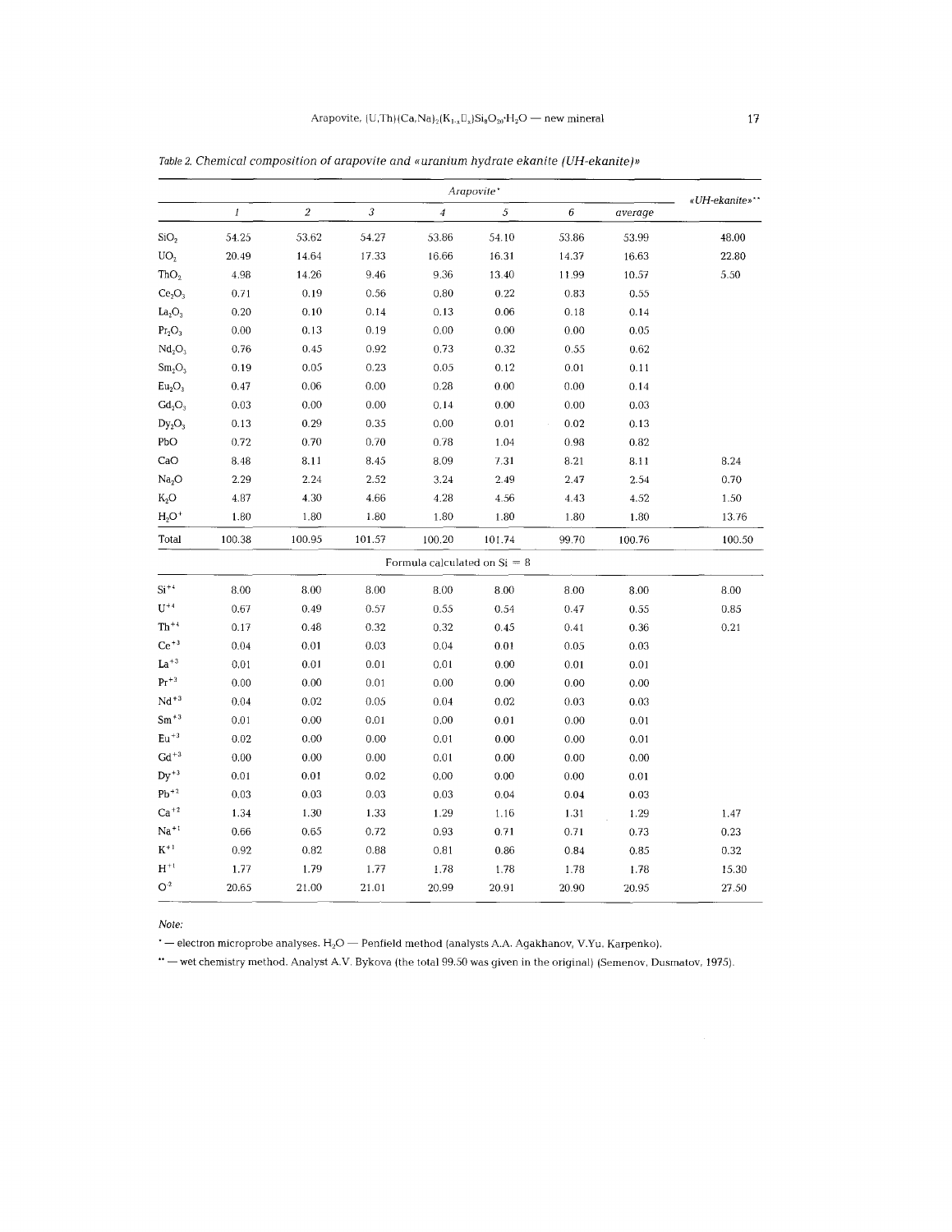*Table 2. Chemical composition of arapovite and «uranium hydrate ekanite (UH-ekanite)»*

| | Arapovite* | | | | | | | «UH-ekanite»** |
|---|---|---|---|---|---|---|---|---|
| | *1* | *2* | *3* | *4* | *5* | *6* | *average* | |
| $SiO_2$ | 54.25 | 53.62 | 54.27 | 53.86 | 54.10 | 53.86 | 53.99 | 48.00 |
| $UO_2$ | 20.49 | 14.64 | 17.33 | 16.66 | 16.31 | 14.37 | 16.63 | 22.80 |
| $ThO_2$ | 4.98 | 14.26 | 9.46 | 9.36 | 13.40 | 11.99 | 10.57 | 5.50 |
| $Ce_2O_3$ | 0.71 | 0.19 | 0.56 | 0.80 | 0.22 | 0.83 | 0.55 | |
| $La_2O_3$ | 0.20 | 0.10 | 0.14 | 0.13 | 0.06 | 0.18 | 0.14 | |
| $Pr_2O_3$ | 0.00 | 0.13 | 0.19 | 0.00 | 0.00 | 0.00 | 0.05 | |
| $Nd_2O_3$ | 0.76 | 0.45 | 0.92 | 0.73 | 0.32 | 0.55 | 0.62 | |
| $Sm_2O_3$ | 0.19 | 0.05 | 0.23 | 0.05 | 0.12 | 0.01 | 0.11 | |
| $Eu_2O_3$ | 0.47 | 0.06 | 0.00 | 0.28 | 0.00 | 0.00 | 0.14 | |
| $Gd_2O_3$ | 0.03 | 0.00 | 0.00 | 0.14 | 0.00 | 0.00 | 0.03 | |
| $Dy_2O_3$ | 0.13 | 0.29 | 0.35 | 0.00 | 0.01 | 0.02 | 0.13 | |
| PbO | 0.72 | 0.70 | 0.70 | 0.78 | 1.04 | 0.98 | 0.82 | |
| CaO | 8.48 | 8.11 | 8.45 | 8.09 | 7.31 | 8.21 | 8.11 | 8.24 |
| $Na_2O$ | 2.29 | 2.24 | 2.52 | 3.24 | 2.49 | 2.47 | 2.54 | 0.70 |
| $K_2O$ | 4.87 | 4.30 | 4.66 | 4.28 | 4.56 | 4.43 | 4.52 | 1.50 |
| $H_2O^+$ | 1.80 | 1.80 | 1.80 | 1.80 | 1.80 | 1.80 | 1.80 | 13.76 |
| Total | 100.38 | 100.95 | 101.57 | 100.20 | 101.74 | 99.70 | 100.76 | 100.50 |
| | | | | Formula calculated on Si = 8 | | | | |
| $Si^{+4}$ | 8.00 | 8.00 | 8.00 | 8.00 | 8.00 | 8.00 | 8.00 | 8.00 |
| $U^{+4}$ | 0.67 | 0.49 | 0.57 | 0.55 | 0.54 | 0.47 | 0.55 | 0.85 |
| $Th^{+4}$ | 0.17 | 0.48 | 0.32 | 0.32 | 0.45 | 0.41 | 0.36 | 0.21 |
| $Ce^{+3}$ | 0.04 | 0.01 | 0.03 | 0.04 | 0.01 | 0.05 | 0.03 | |
| $La^{+3}$ | 0.01 | 0.01 | 0.01 | 0.01 | 0.00 | 0.01 | 0.01 | |
| $Pr^{+3}$ | 0.00 | 0.00 | 0.01 | 0.00 | 0.00 | 0.00 | 0.00 | |
| $Nd^{+3}$ | 0.04 | 0.02 | 0.05 | 0.04 | 0.02 | 0.03 | 0.03 | |
| $Sm^{+3}$ | 0.01 | 0.00 | 0.01 | 0.00 | 0.01 | 0.00 | 0.01 | |
| $Eu^{+3}$ | 0.02 | 0.00 | 0.00 | 0.01 | 0.00 | 0.00 | 0.01 | |
| $Gd^{+3}$ | 0.00 | 0.00 | 0.00 | 0.01 | 0.00 | 0.00 | 0.00 | |
| $Dy^{+3}$ | 0.01 | 0.01 | 0.02 | 0.00 | 0.00 | 0.00 | 0.01 | |
| $Pb^{+2}$ | 0.03 | 0.03 | 0.03 | 0.03 | 0.04 | 0.04 | 0.03 | |
| $Ca^{+2}$ | 1.34 | 1.30 | 1.33 | 1.29 | 1.16 | 1.31 | 1.29 | 1.47 |
| $Na^{+1}$ | 0.66 | 0.65 | 0.72 | 0.93 | 0.71 | 0.71 | 0.73 | 0.23 |
| $K^{+1}$ | 0.92 | 0.82 | 0.88 | 0.81 | 0.86 | 0.84 | 0.85 | 0.32 |
| $H^{+1}$ | 1.77 | 1.79 | 1.77 | 1.78 | 1.78 | 1.78 | 1.78 | 15.30 |
| $O^{-2}$ | 20.65 | 21.00 | 21.01 | 20.99 | 20.91 | 20.90 | 20.95 | 27.50 |

*Note:*

* — electron microprobe analyses. $H_2O$ — Penfield method (analysts A.A. Agakhanov, V.Yu. Karpenko).

** — wet chemistry method. Analyst A.V. Bykova (the total 99.50 was given in the original) (Semenov, Dusmatov, 1975).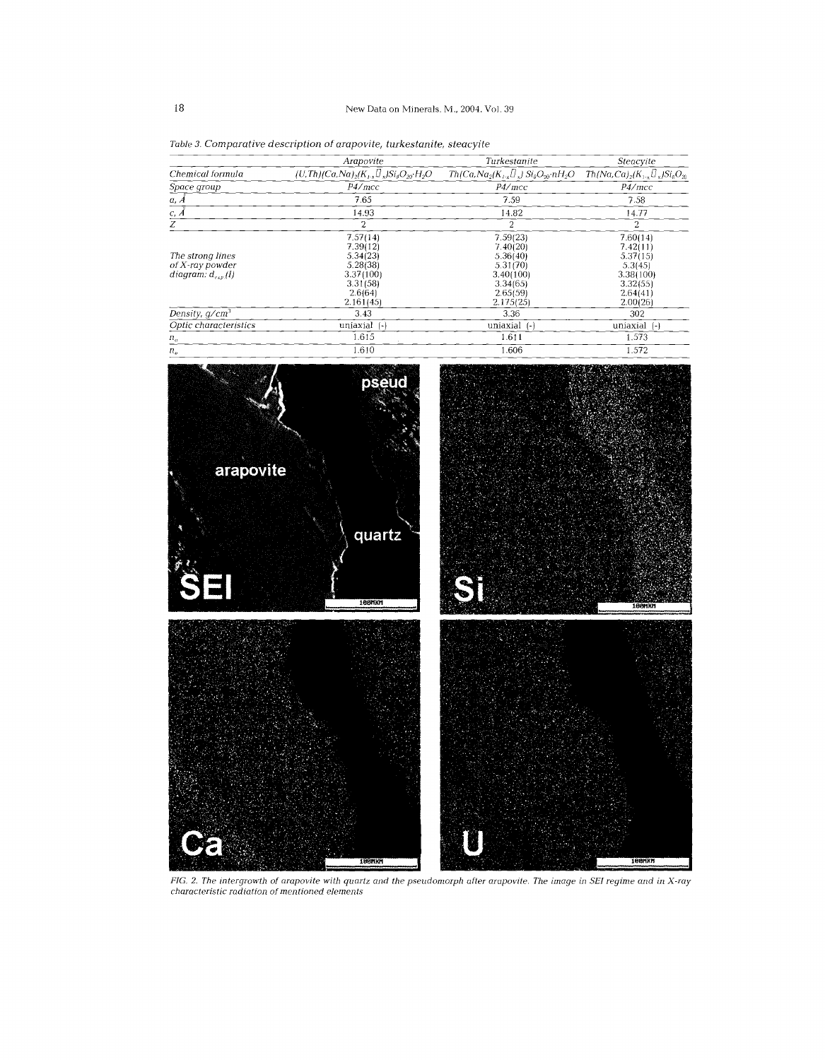*Table 3. Comparative description of arapovite, turkestanite, steacyite*

| | Arapovite | Turkestanite | Steacyite |
|---|---|---|---|
| Chemical formula | $(U,Th)(Ca,Na)_2(K_{1-x}\square_x)Si_8O_{20}\cdot H_2O$ | $Th(Ca,Na)_2(K_{1-x}\square_x)Si_8O_{20}\cdot nH_2O$ | $Th(Na,Ca)_2(K_{1-x}\square_x)Si_8O_{20}$ |
| Space group | $P4/mcc$ | $P4/mcc$ | $P4/mcc$ |
| $a$, Å | 7.65 | 7.59 | 7.58 |
| $c$, Å | 14.93 | 14.82 | 14.77 |
| $Z$ | 2 | 2 | 2 |
| The strong lines of X-ray powder diagram: $d_{exp}(I)$ | 7.57(14)<br>7.39(12)<br>5.34(23)<br>5.28(38)<br>3.37(100)<br>3.31(58)<br>2.6(64)<br>2.161(45) | 7.59(23)<br>7.40(20)<br>5.36(40)<br>5.31(70)<br>3.40(100)<br>3.34(65)<br>2.65(59)<br>2.175(25) | 7.60(14)<br>7.42(11)<br>5.37(15)<br>5.3(45)<br>3.38(100)<br>3.32(55)<br>2.64(41)<br>2.00(26) |
| Density, $g/cm^3$ | 3.43 | 3.36 | 302 |
| Optic characteristics | uniaxial (-) | uniaxial (-) | uniaxial (-) |
| $n_o$ | 1.615 | 1.611 | 1.573 |
| $n_e$ | 1.610 | 1.606 | 1.572 |

*FIG. 2. The intergrowth of arapovite with quartz and the pseudomorph after arapovite. The image in SEI regime and in X-ray characteristic radiation of mentioned elements*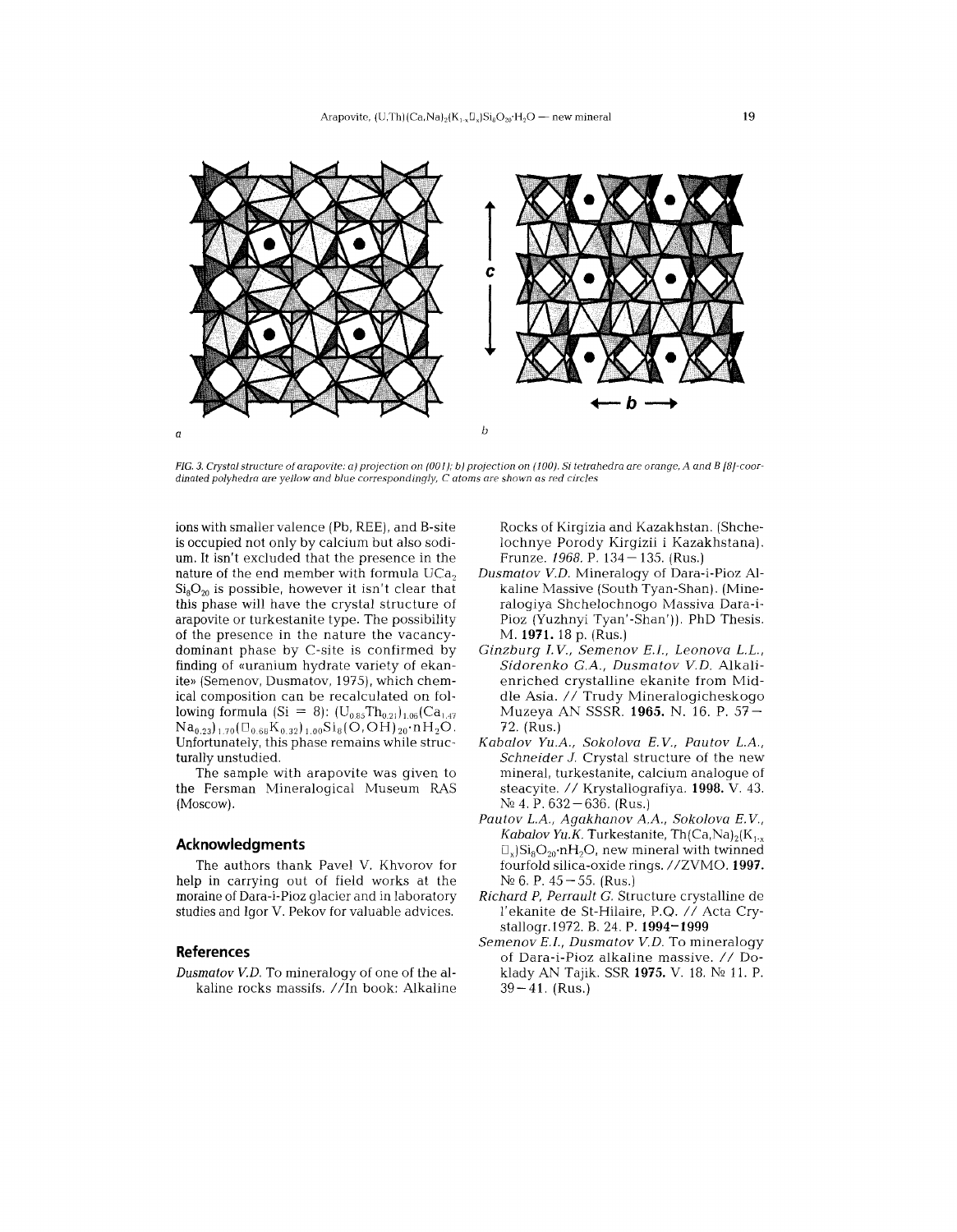a

b

c

b

FIG. 3. Crystal structure of arapovite: a) projection on (001); b) projection on (100). Si tetrahedra are orange, A and B [8]-coordinated polyhedra are yellow and blue correspondingly, C atoms are shown as red circles

ions with smaller valence (Pb, REE), and B-site is occupied not only by calcium but also sodium. It isn't excluded that the presence in the nature of the end member with formula $UCa_2Si_8O_{20}$ is possible, however it isn't clear that this phase will have the crystal structure of arapovite or turkestanite type. The possibility of the presence in the nature the vacancy-dominant phase by C-site is confirmed by finding of «uranium hydrate variety of ekanite» (Semenov, Dusmatov, 1975), which chemical composition can be recalculated on following formula (Si = 8): $(U_{0.85}Th_{0.21})_{1.06}(Ca_{1.47}Na_{0.23})_{1.70}(\square_{0.68}K_{0.32})_{1.00}Si_8(O,OH)_{20}\cdot nH_2O$. Unfortunately, this phase remains while structurally unstudied.

The sample with arapovite was given to the Fersman Mineralogical Museum RAS (Moscow).

## Acknowledgments

The authors thank Pavel V. Khvorov for help in carrying out of field works at the moraine of Dara-i-Pioz glacier and in laboratory studies and Igor V. Pekov for valuable advices.

## References

*Dusmatov V.D.* To mineralogy of one of the alkaline rocks massifs. //In book: Alkaline Rocks of Kirgizia and Kazakhstan. (Shchelochnye Porody Kirgizii i Kazakhstana). Frunze. *1968*. P. 134 – 135. (Rus.)

*Dusmatov V.D.* Mineralogy of Dara-i-Pioz Alkaline Massive (South Tyan-Shan). (Mineralogiya Shchelochnogo Massiva Dara-i-Pioz (Yuzhnyi Tyan'-Shan')). PhD Thesis. M. **1971.** 18 p. (Rus.)

*Ginzburg I.V., Semenov E.I., Leonova L.L., Sidorenko G.A., Dusmatov V.D.* Alkali-enriched crystalline ekanite from Middle Asia. // Trudy Mineralogicheskogo Muzeya AN SSSR. **1965.** N. 16. P. 57 – 72. (Rus.)

*Kabalov Yu.A., Sokolova E.V., Pautov L.A., Schneider J.* Crystal structure of the new mineral, turkestanite, calcium analogue of steacyite. // Krystallografiya. **1998.** V. 43. № 4. P. 632 – 636. (Rus.)

*Pautov L.A., Agakhanov A.A., Sokolova E.V., Kabalov Yu.K.* Turkestanite, $Th(Ca,Na)_2(K_{1-x}\square_x)Si_8O_{20}\cdot nH_2O$, new mineral with twinned fourfold silica-oxide rings. //ZVMO. **1997.** № 6. P. 45 – 55. (Rus.)

*Richard P, Perrault G.* Structure crystalline de l'ekanite de St-Hilaire, P.Q. // Acta Crystallogr.1972. B. 24. P. **1994–1999**

*Semenov E.I., Dusmatov V.D.* To mineralogy of Dara-i-Pioz alkaline massive. // Doklady AN Tajik. SSR **1975.** V. 18. № 11. P. 39 – 41. (Rus.)